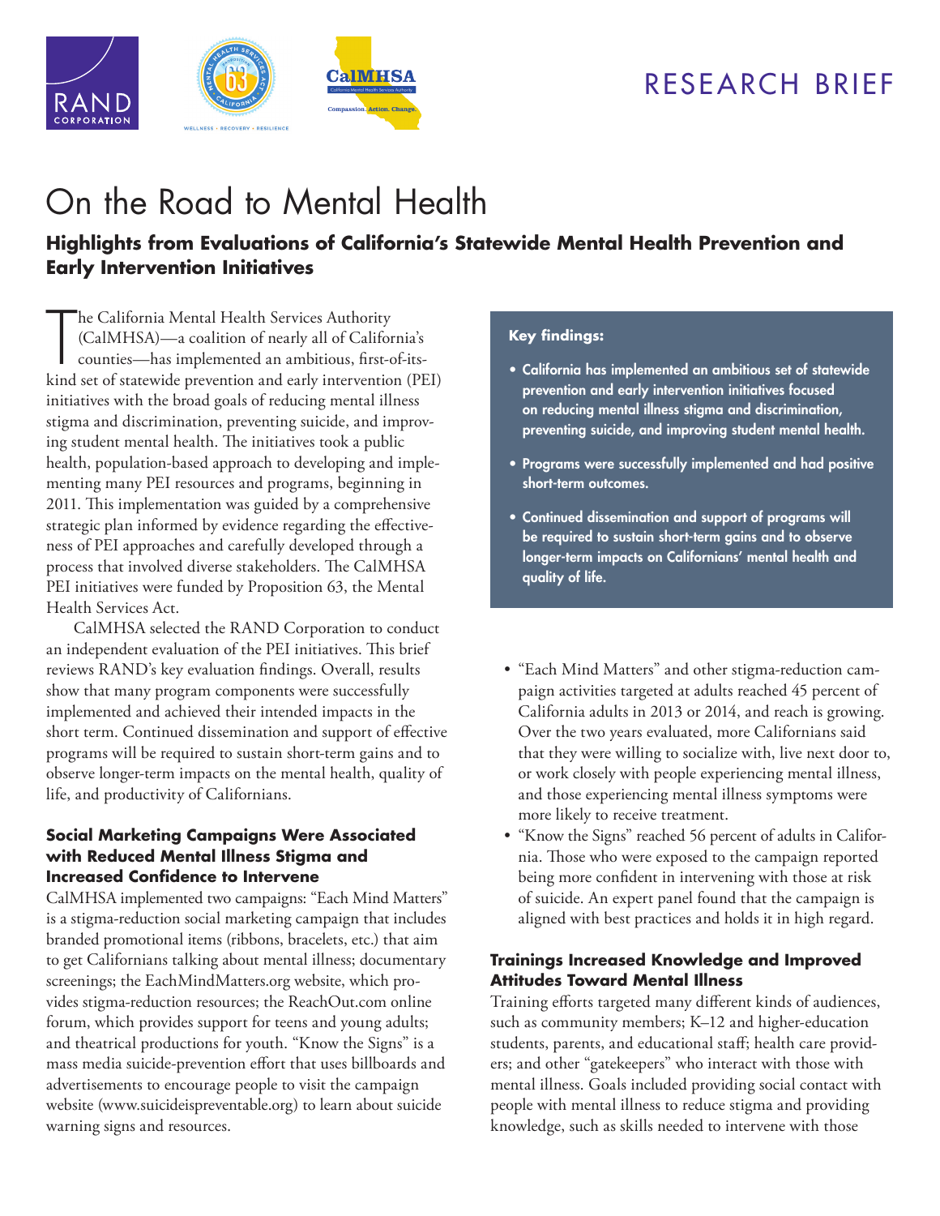RESEARCH BRIEF

# On the Road to Mental Health

## Highlights from Evaluations of California's Statewide Mental Health Prevention and Early Intervention Initiatives

The California Mental Health Services Authority (CalMHSA)—a coalition of nearly all of California's counties—has implemented an ambitious, first-of-its-kind set of statewide prevention and early intervention (PEI) initiatives with the broad goals of reducing mental illness stigma and discrimination, preventing suicide, and improving student mental health. The initiatives took a public health, population-based approach to developing and implementing many PEI resources and programs, beginning in 2011. This implementation was guided by a comprehensive strategic plan informed by evidence regarding the effectiveness of PEI approaches and carefully developed through a process that involved diverse stakeholders. The CalMHSA PEI initiatives were funded by Proposition 63, the Mental Health Services Act.

CalMHSA selected the RAND Corporation to conduct an independent evaluation of the PEI initiatives. This brief reviews RAND's key evaluation findings. Overall, results show that many program components were successfully implemented and achieved their intended impacts in the short term. Continued dissemination and support of effective programs will be required to sustain short-term gains and to observe longer-term impacts on the mental health, quality of life, and productivity of Californians.

**Key findings:**

- **California has implemented an ambitious set of statewide prevention and early intervention initiatives focused on reducing mental illness stigma and discrimination, preventing suicide, and improving student mental health.**
- **Programs were successfully implemented and had positive short-term outcomes.**
- **Continued dissemination and support of programs will be required to sustain short-term gains and to observe longer-term impacts on Californians' mental health and quality of life.**

### Social Marketing Campaigns Were Associated with Reduced Mental Illness Stigma and Increased Confidence to Intervene

CalMHSA implemented two campaigns: "Each Mind Matters" is a stigma-reduction social marketing campaign that includes branded promotional items (ribbons, bracelets, etc.) that aim to get Californians talking about mental illness; documentary screenings; the EachMindMatters.org website, which provides stigma-reduction resources; the ReachOut.com online forum, which provides support for teens and young adults; and theatrical productions for youth. "Know the Signs" is a mass media suicide-prevention effort that uses billboards and advertisements to encourage people to visit the campaign website (www.suicideispreventable.org) to learn about suicide warning signs and resources.

- "Each Mind Matters" and other stigma-reduction campaign activities targeted at adults reached 45 percent of California adults in 2013 or 2014, and reach is growing. Over the two years evaluated, more Californians said that they were willing to socialize with, live next door to, or work closely with people experiencing mental illness, and those experiencing mental illness symptoms were more likely to receive treatment.
- "Know the Signs" reached 56 percent of adults in California. Those who were exposed to the campaign reported being more confident in intervening with those at risk of suicide. An expert panel found that the campaign is aligned with best practices and holds it in high regard.

### Trainings Increased Knowledge and Improved Attitudes Toward Mental Illness

Training efforts targeted many different kinds of audiences, such as community members; K–12 and higher-education students, parents, and educational staff; health care providers; and other "gatekeepers" who interact with those with mental illness. Goals included providing social contact with people with mental illness to reduce stigma and providing knowledge, such as skills needed to intervene with those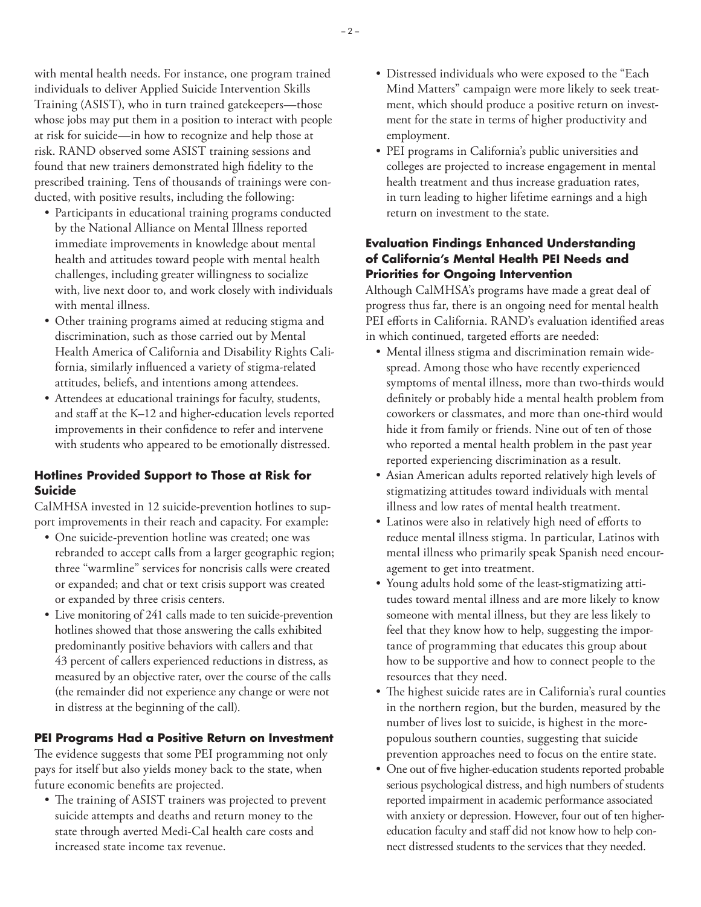with mental health needs. For instance, one program trained individuals to deliver Applied Suicide Intervention Skills Training (ASIST), who in turn trained gatekeepers—those whose jobs may put them in a position to interact with people at risk for suicide—in how to recognize and help those at risk. RAND observed some ASIST training sessions and found that new trainers demonstrated high fidelity to the prescribed training. Tens of thousands of trainings were conducted, with positive results, including the following:

- Participants in educational training programs conducted by the National Alliance on Mental Illness reported immediate improvements in knowledge about mental health and attitudes toward people with mental health challenges, including greater willingness to socialize with, live next door to, and work closely with individuals with mental illness.
- Other training programs aimed at reducing stigma and discrimination, such as those carried out by Mental Health America of California and Disability Rights California, similarly influenced a variety of stigma-related attitudes, beliefs, and intentions among attendees.
- Attendees at educational trainings for faculty, students, and staff at the K–12 and higher-education levels reported improvements in their confidence to refer and intervene with students who appeared to be emotionally distressed.

### Hotlines Provided Support to Those at Risk for Suicide

CalMHSA invested in 12 suicide-prevention hotlines to support improvements in their reach and capacity. For example:

- One suicide-prevention hotline was created; one was rebranded to accept calls from a larger geographic region; three "warmline" services for noncrisis calls were created or expanded; and chat or text crisis support was created or expanded by three crisis centers.
- Live monitoring of 241 calls made to ten suicide-prevention hotlines showed that those answering the calls exhibited predominantly positive behaviors with callers and that 43 percent of callers experienced reductions in distress, as measured by an objective rater, over the course of the calls (the remainder did not experience any change or were not in distress at the beginning of the call).

### PEI Programs Had a Positive Return on Investment

The evidence suggests that some PEI programming not only pays for itself but also yields money back to the state, when future economic benefits are projected.

- The training of ASIST trainers was projected to prevent suicide attempts and deaths and return money to the state through averted Medi-Cal health care costs and increased state income tax revenue.
- Distressed individuals who were exposed to the "Each Mind Matters" campaign were more likely to seek treatment, which should produce a positive return on investment for the state in terms of higher productivity and employment.
- PEI programs in California's public universities and colleges are projected to increase engagement in mental health treatment and thus increase graduation rates, in turn leading to higher lifetime earnings and a high return on investment to the state.

### Evaluation Findings Enhanced Understanding of California's Mental Health PEI Needs and Priorities for Ongoing Intervention

Although CalMHSA's programs have made a great deal of progress thus far, there is an ongoing need for mental health PEI efforts in California. RAND's evaluation identified areas in which continued, targeted efforts are needed:

- Mental illness stigma and discrimination remain widespread. Among those who have recently experienced symptoms of mental illness, more than two-thirds would definitely or probably hide a mental health problem from coworkers or classmates, and more than one-third would hide it from family or friends. Nine out of ten of those who reported a mental health problem in the past year reported experiencing discrimination as a result.
- Asian American adults reported relatively high levels of stigmatizing attitudes toward individuals with mental illness and low rates of mental health treatment.
- Latinos were also in relatively high need of efforts to reduce mental illness stigma. In particular, Latinos with mental illness who primarily speak Spanish need encouragement to get into treatment.
- Young adults hold some of the least-stigmatizing attitudes toward mental illness and are more likely to know someone with mental illness, but they are less likely to feel that they know how to help, suggesting the importance of programming that educates this group about how to be supportive and how to connect people to the resources that they need.
- The highest suicide rates are in California's rural counties in the northern region, but the burden, measured by the number of lives lost to suicide, is highest in the more-populous southern counties, suggesting that suicide prevention approaches need to focus on the entire state.
- One out of five higher-education students reported probable serious psychological distress, and high numbers of students reported impairment in academic performance associated with anxiety or depression. However, four out of ten higher-education faculty and staff did not know how to help connect distressed students to the services that they needed.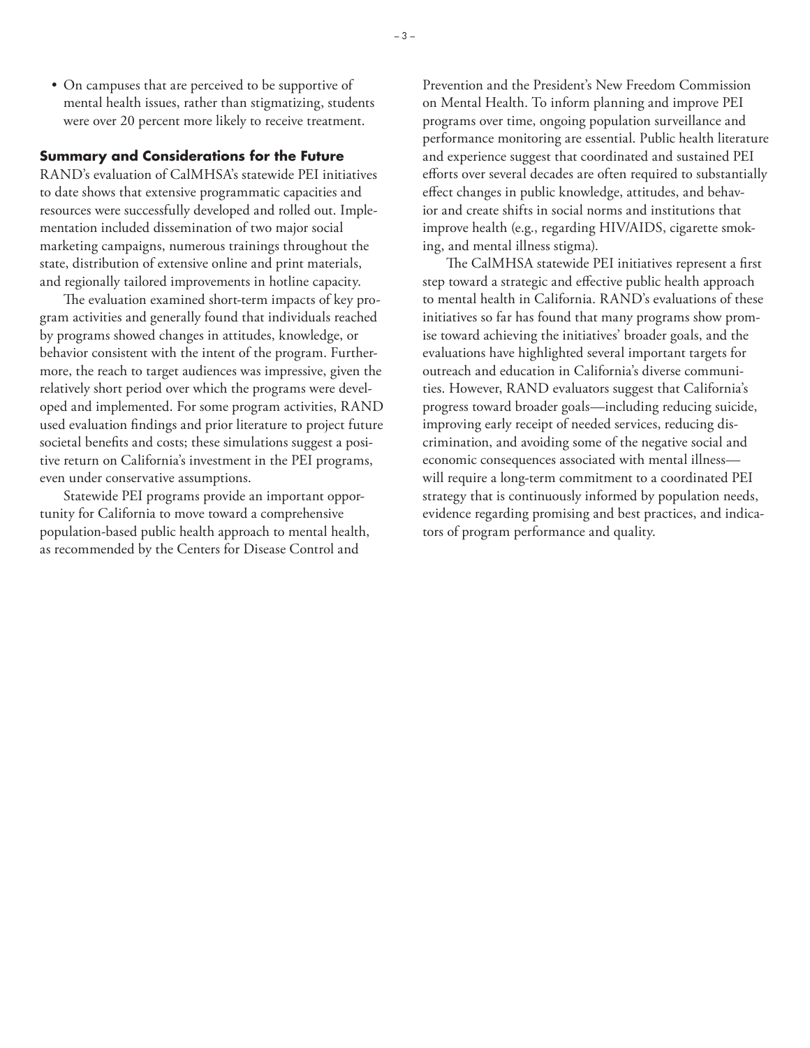- On campuses that are perceived to be supportive of mental health issues, rather than stigmatizing, students were over 20 percent more likely to receive treatment.

## Summary and Considerations for the Future

RAND's evaluation of CalMHSA's statewide PEI initiatives to date shows that extensive programmatic capacities and resources were successfully developed and rolled out. Implementation included dissemination of two major social marketing campaigns, numerous trainings throughout the state, distribution of extensive online and print materials, and regionally tailored improvements in hotline capacity.

The evaluation examined short-term impacts of key program activities and generally found that individuals reached by programs showed changes in attitudes, knowledge, or behavior consistent with the intent of the program. Furthermore, the reach to target audiences was impressive, given the relatively short period over which the programs were developed and implemented. For some program activities, RAND used evaluation findings and prior literature to project future societal benefits and costs; these simulations suggest a positive return on California's investment in the PEI programs, even under conservative assumptions.

Statewide PEI programs provide an important opportunity for California to move toward a comprehensive population-based public health approach to mental health, as recommended by the Centers for Disease Control and Prevention and the President's New Freedom Commission on Mental Health. To inform planning and improve PEI programs over time, ongoing population surveillance and performance monitoring are essential. Public health literature and experience suggest that coordinated and sustained PEI efforts over several decades are often required to substantially effect changes in public knowledge, attitudes, and behavior and create shifts in social norms and institutions that improve health (e.g., regarding HIV/AIDS, cigarette smoking, and mental illness stigma).

The CalMHSA statewide PEI initiatives represent a first step toward a strategic and effective public health approach to mental health in California. RAND's evaluations of these initiatives so far has found that many programs show promise toward achieving the initiatives' broader goals, and the evaluations have highlighted several important targets for outreach and education in California's diverse communities. However, RAND evaluators suggest that California's progress toward broader goals—including reducing suicide, improving early receipt of needed services, reducing discrimination, and avoiding some of the negative social and economic consequences associated with mental illness—will require a long-term commitment to a coordinated PEI strategy that is continuously informed by population needs, evidence regarding promising and best practices, and indicators of program performance and quality.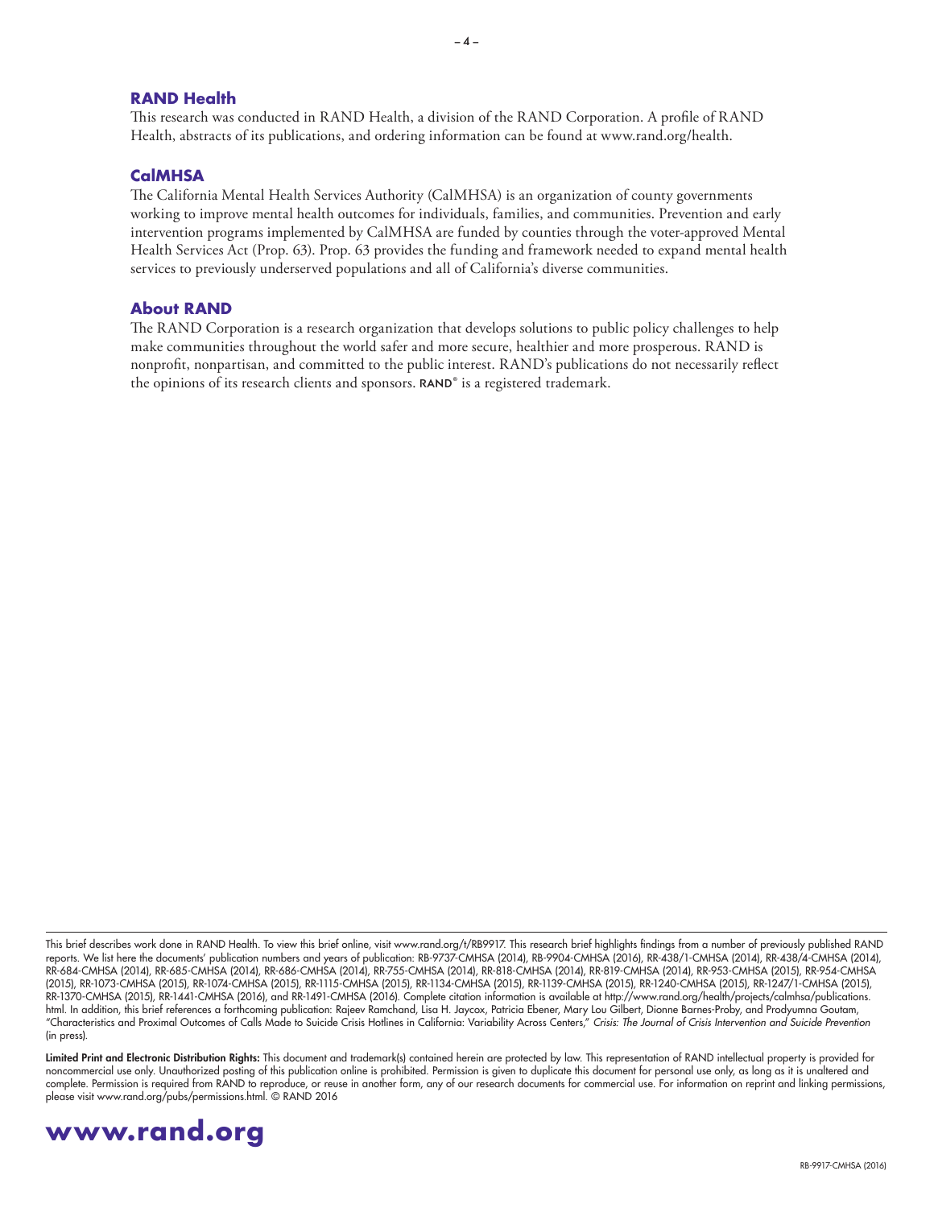## RAND Health

This research was conducted in RAND Health, a division of the RAND Corporation. A profile of RAND Health, abstracts of its publications, and ordering information can be found at www.rand.org/health.

## CalMHSA

The California Mental Health Services Authority (CalMHSA) is an organization of county governments working to improve mental health outcomes for individuals, families, and communities. Prevention and early intervention programs implemented by CalMHSA are funded by counties through the voter-approved Mental Health Services Act (Prop. 63). Prop. 63 provides the funding and framework needed to expand mental health services to previously underserved populations and all of California's diverse communities.

## About RAND

The RAND Corporation is a research organization that develops solutions to public policy challenges to help make communities throughout the world safer and more secure, healthier and more prosperous. RAND is nonprofit, nonpartisan, and committed to the public interest. RAND's publications do not necessarily reflect the opinions of its research clients and sponsors. RAND® is a registered trademark.

---

This brief describes work done in RAND Health. To view this brief online, visit www.rand.org/t/RB9917. This research brief highlights findings from a number of previously published RAND reports. We list here the documents' publication numbers and years of publication: RB-9737-CMHSA (2014), RB-9904-CMHSA (2016), RR-438/1-CMHSA (2014), RR-438/4-CMHSA (2014), RR-684-CMHSA (2014), RR-685-CMHSA (2014), RR-686-CMHSA (2014), RR-755-CMHSA (2014), RR-818-CMHSA (2014), RR-819-CMHSA (2014), RR-953-CMHSA (2015), RR-954-CMHSA (2015), RR-1073-CMHSA (2015), RR-1074-CMHSA (2015), RR-1115-CMHSA (2015), RR-1134-CMHSA (2015), RR-1139-CMHSA (2015), RR-1240-CMHSA (2015), RR-1247/1-CMHSA (2015), RR-1370-CMHSA (2015), RR-1441-CMHSA (2016), and RR-1491-CMHSA (2016). Complete citation information is available at http://www.rand.org/health/projects/calmhsa/publications.html. In addition, this brief references a forthcoming publication: Rajeev Ramchand, Lisa H. Jaycox, Patricia Ebener, Mary Lou Gilbert, Dionne Barnes-Proby, and Prodyumna Goutam, "Characteristics and Proximal Outcomes of Calls Made to Suicide Crisis Hotlines in California: Variability Across Centers," *Crisis: The Journal of Crisis Intervention and Suicide Prevention* (in press).

**Limited Print and Electronic Distribution Rights:** This document and trademark(s) contained herein are protected by law. This representation of RAND intellectual property is provided for noncommercial use only. Unauthorized posting of this publication online is prohibited. Permission is given to duplicate this document for personal use only, as long as it is unaltered and complete. Permission is required from RAND to reproduce, or reuse in another form, any of our research documents for commercial use. For information on reprint and linking permissions, please visit www.rand.org/pubs/permissions.html. © RAND 2016

**www.rand.org**

RB-9917-CMHSA (2016)